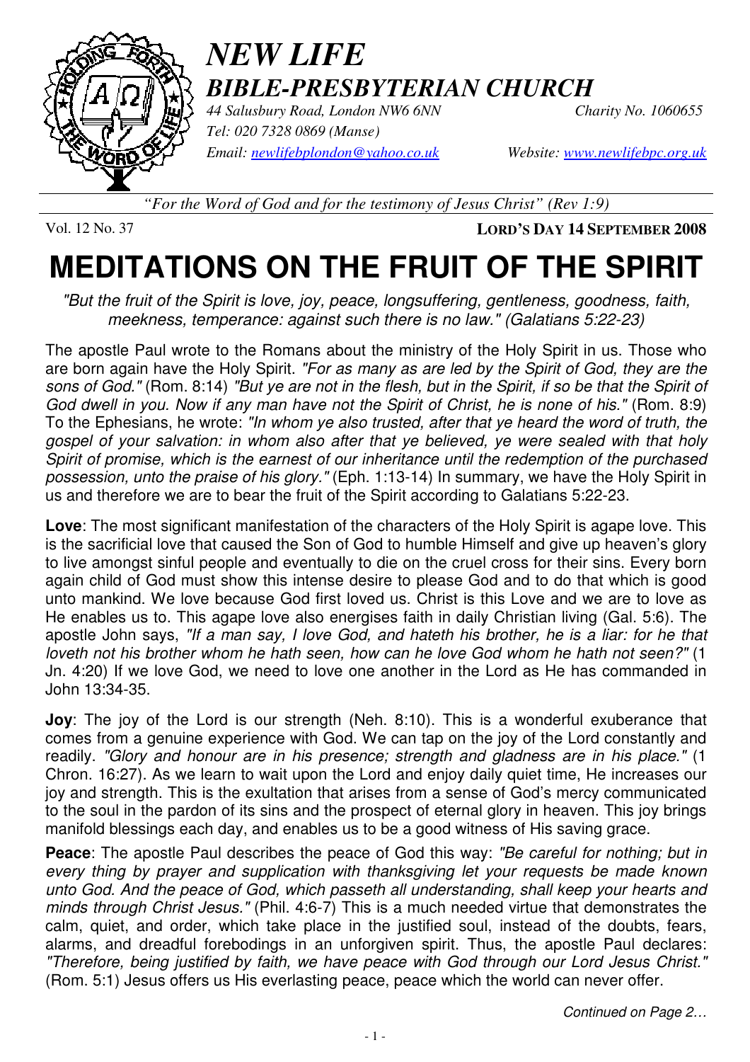# *NEW LIFE*
## *BIBLE-PRESBYTERIAN CHURCH*

*44 Salusbury Road, London NW6 6NN* *Charity No. 1060655*
*Tel: 020 7328 0869 (Manse)*
*Email: newlifebplondon@yahoo.co.uk* *Website: www.newlifebpc.org.uk*

*"For the Word of God and for the testimony of Jesus Christ" (Rev 1:9)*

Vol. 12 No. 37 **LORD'S DAY 14 SEPTEMBER 2008**

# MEDITATIONS ON THE FRUIT OF THE SPIRIT

*"But the fruit of the Spirit is love, joy, peace, longsuffering, gentleness, goodness, faith, meekness, temperance: against such there is no law." (Galatians 5:22-23)*

The apostle Paul wrote to the Romans about the ministry of the Holy Spirit in us. Those who are born again have the Holy Spirit. *"For as many as are led by the Spirit of God, they are the sons of God."* (Rom. 8:14) *"But ye are not in the flesh, but in the Spirit, if so be that the Spirit of God dwell in you. Now if any man have not the Spirit of Christ, he is none of his."* (Rom. 8:9) To the Ephesians, he wrote: *"In whom ye also trusted, after that ye heard the word of truth, the gospel of your salvation: in whom also after that ye believed, ye were sealed with that holy Spirit of promise, which is the earnest of our inheritance until the redemption of the purchased possession, unto the praise of his glory."* (Eph. 1:13-14) In summary, we have the Holy Spirit in us and therefore we are to bear the fruit of the Spirit according to Galatians 5:22-23.

**Love**: The most significant manifestation of the characters of the Holy Spirit is agape love. This is the sacrificial love that caused the Son of God to humble Himself and give up heaven's glory to live amongst sinful people and eventually to die on the cruel cross for their sins. Every born again child of God must show this intense desire to please God and to do that which is good unto mankind. We love because God first loved us. Christ is this Love and we are to love as He enables us to. This agape love also energises faith in daily Christian living (Gal. 5:6). The apostle John says, *"If a man say, I love God, and hateth his brother, he is a liar: for he that loveth not his brother whom he hath seen, how can he love God whom he hath not seen?"* (1 Jn. 4:20) If we love God, we need to love one another in the Lord as He has commanded in John 13:34-35.

**Joy**: The joy of the Lord is our strength (Neh. 8:10). This is a wonderful exuberance that comes from a genuine experience with God. We can tap on the joy of the Lord constantly and readily. *"Glory and honour are in his presence; strength and gladness are in his place."* (1 Chron. 16:27). As we learn to wait upon the Lord and enjoy daily quiet time, He increases our joy and strength. This is the exultation that arises from a sense of God's mercy communicated to the soul in the pardon of its sins and the prospect of eternal glory in heaven. This joy brings manifold blessings each day, and enables us to be a good witness of His saving grace.

**Peace**: The apostle Paul describes the peace of God this way: *"Be careful for nothing; but in every thing by prayer and supplication with thanksgiving let your requests be made known unto God. And the peace of God, which passeth all understanding, shall keep your hearts and minds through Christ Jesus."* (Phil. 4:6-7) This is a much needed virtue that demonstrates the calm, quiet, and order, which take place in the justified soul, instead of the doubts, fears, alarms, and dreadful forebodings in an unforgiven spirit. Thus, the apostle Paul declares: *"Therefore, being justified by faith, we have peace with God through our Lord Jesus Christ."* (Rom. 5:1) Jesus offers us His everlasting peace, peace which the world can never offer.

*Continued on Page 2…*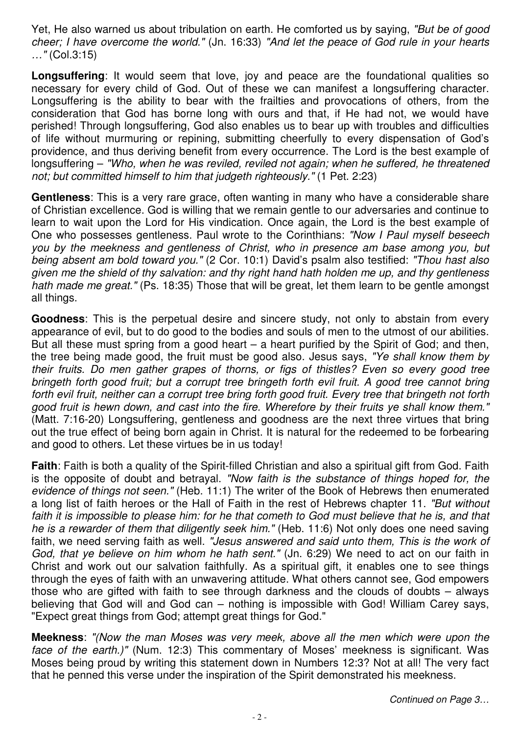Yet, He also warned us about tribulation on earth. He comforted us by saying, *"But be of good cheer; I have overcome the world."* (Jn. 16:33) *"And let the peace of God rule in your hearts …"* (Col.3:15)

**Longsuffering**: It would seem that love, joy and peace are the foundational qualities so necessary for every child of God. Out of these we can manifest a longsuffering character. Longsuffering is the ability to bear with the frailties and provocations of others, from the consideration that God has borne long with ours and that, if He had not, we would have perished! Through longsuffering, God also enables us to bear up with troubles and difficulties of life without murmuring or repining, submitting cheerfully to every dispensation of God's providence, and thus deriving benefit from every occurrence. The Lord is the best example of longsuffering – *"Who, when he was reviled, reviled not again; when he suffered, he threatened not; but committed himself to him that judgeth righteously."* (1 Pet. 2:23)

**Gentleness**: This is a very rare grace, often wanting in many who have a considerable share of Christian excellence. God is willing that we remain gentle to our adversaries and continue to learn to wait upon the Lord for His vindication. Once again, the Lord is the best example of One who possesses gentleness. Paul wrote to the Corinthians: *"Now I Paul myself beseech you by the meekness and gentleness of Christ, who in presence am base among you, but being absent am bold toward you."* (2 Cor. 10:1) David's psalm also testified: *"Thou hast also given me the shield of thy salvation: and thy right hand hath holden me up, and thy gentleness hath made me great."* (Ps. 18:35) Those that will be great, let them learn to be gentle amongst all things.

**Goodness**: This is the perpetual desire and sincere study, not only to abstain from every appearance of evil, but to do good to the bodies and souls of men to the utmost of our abilities. But all these must spring from a good heart – a heart purified by the Spirit of God; and then, the tree being made good, the fruit must be good also. Jesus says, *"Ye shall know them by their fruits. Do men gather grapes of thorns, or figs of thistles? Even so every good tree bringeth forth good fruit; but a corrupt tree bringeth forth evil fruit. A good tree cannot bring forth evil fruit, neither can a corrupt tree bring forth good fruit. Every tree that bringeth not forth good fruit is hewn down, and cast into the fire. Wherefore by their fruits ye shall know them."* (Matt. 7:16-20) Longsuffering, gentleness and goodness are the next three virtues that bring out the true effect of being born again in Christ. It is natural for the redeemed to be forbearing and good to others. Let these virtues be in us today!

**Faith**: Faith is both a quality of the Spirit-filled Christian and also a spiritual gift from God. Faith is the opposite of doubt and betrayal. *"Now faith is the substance of things hoped for, the evidence of things not seen."* (Heb. 11:1) The writer of the Book of Hebrews then enumerated a long list of faith heroes or the Hall of Faith in the rest of Hebrews chapter 11. *"But without faith it is impossible to please him: for he that cometh to God must believe that he is, and that he is a rewarder of them that diligently seek him."* (Heb. 11:6) Not only does one need saving faith, we need serving faith as well. *"Jesus answered and said unto them, This is the work of God, that ye believe on him whom he hath sent."* (Jn. 6:29) We need to act on our faith in Christ and work out our salvation faithfully. As a spiritual gift, it enables one to see things through the eyes of faith with an unwavering attitude. What others cannot see, God empowers those who are gifted with faith to see through darkness and the clouds of doubts – always believing that God will and God can – nothing is impossible with God! William Carey says, "Expect great things from God; attempt great things for God."

**Meekness**: *"(Now the man Moses was very meek, above all the men which were upon the face of the earth.)"* (Num. 12:3) This commentary of Moses' meekness is significant. Was Moses being proud by writing this statement down in Numbers 12:3? Not at all! The very fact that he penned this verse under the inspiration of the Spirit demonstrated his meekness.

*Continued on Page 3…*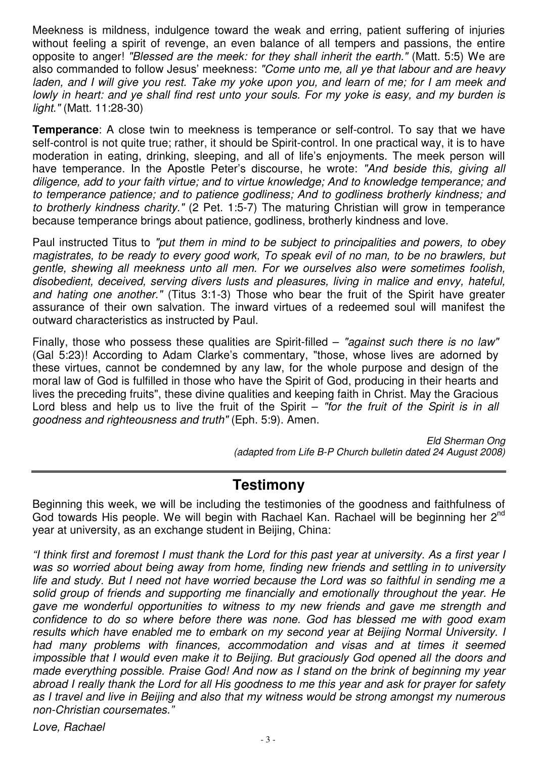Meekness is mildness, indulgence toward the weak and erring, patient suffering of injuries without feeling a spirit of revenge, an even balance of all tempers and passions, the entire opposite to anger! *"Blessed are the meek: for they shall inherit the earth."* (Matt. 5:5) We are also commanded to follow Jesus' meekness: *"Come unto me, all ye that labour and are heavy laden, and I will give you rest. Take my yoke upon you, and learn of me; for I am meek and lowly in heart: and ye shall find rest unto your souls. For my yoke is easy, and my burden is light."* (Matt. 11:28-30)

**Temperance**: A close twin to meekness is temperance or self-control. To say that we have self-control is not quite true; rather, it should be Spirit-control. In one practical way, it is to have moderation in eating, drinking, sleeping, and all of life's enjoyments. The meek person will have temperance. In the Apostle Peter's discourse, he wrote: *"And beside this, giving all diligence, add to your faith virtue; and to virtue knowledge; And to knowledge temperance; and to temperance patience; and to patience godliness; And to godliness brotherly kindness; and to brotherly kindness charity."* (2 Pet. 1:5-7) The maturing Christian will grow in temperance because temperance brings about patience, godliness, brotherly kindness and love.

Paul instructed Titus to *"put them in mind to be subject to principalities and powers, to obey magistrates, to be ready to every good work, To speak evil of no man, to be no brawlers, but gentle, shewing all meekness unto all men. For we ourselves also were sometimes foolish, disobedient, deceived, serving divers lusts and pleasures, living in malice and envy, hateful, and hating one another."* (Titus 3:1-3) Those who bear the fruit of the Spirit have greater assurance of their own salvation. The inward virtues of a redeemed soul will manifest the outward characteristics as instructed by Paul.

Finally, those who possess these qualities are Spirit-filled – *"against such there is no law"* (Gal 5:23)! According to Adam Clarke's commentary, "those, whose lives are adorned by these virtues, cannot be condemned by any law, for the whole purpose and design of the moral law of God is fulfilled in those who have the Spirit of God, producing in their hearts and lives the preceding fruits", these divine qualities and keeping faith in Christ. May the Gracious Lord bless and help us to live the fruit of the Spirit – *"for the fruit of the Spirit is in all goodness and righteousness and truth"* (Eph. 5:9). Amen.

*Eld Sherman Ong*
*(adapted from Life B-P Church bulletin dated 24 August 2008)*

---

## Testimony

Beginning this week, we will be including the testimonies of the goodness and faithfulness of God towards His people. We will begin with Rachael Kan. Rachael will be beginning her 2nd year at university, as an exchange student in Beijing, China:

*"I think first and foremost I must thank the Lord for this past year at university. As a first year I was so worried about being away from home, finding new friends and settling in to university life and study. But I need not have worried because the Lord was so faithful in sending me a solid group of friends and supporting me financially and emotionally throughout the year. He gave me wonderful opportunities to witness to my new friends and gave me strength and confidence to do so where before there was none. God has blessed me with good exam results which have enabled me to embark on my second year at Beijing Normal University. I had many problems with finances, accommodation and visas and at times it seemed impossible that I would even make it to Beijing. But graciously God opened all the doors and made everything possible. Praise God! And now as I stand on the brink of beginning my year abroad I really thank the Lord for all His goodness to me this year and ask for prayer for safety as I travel and live in Beijing and also that my witness would be strong amongst my numerous non-Christian coursemates."*

*Love, Rachael*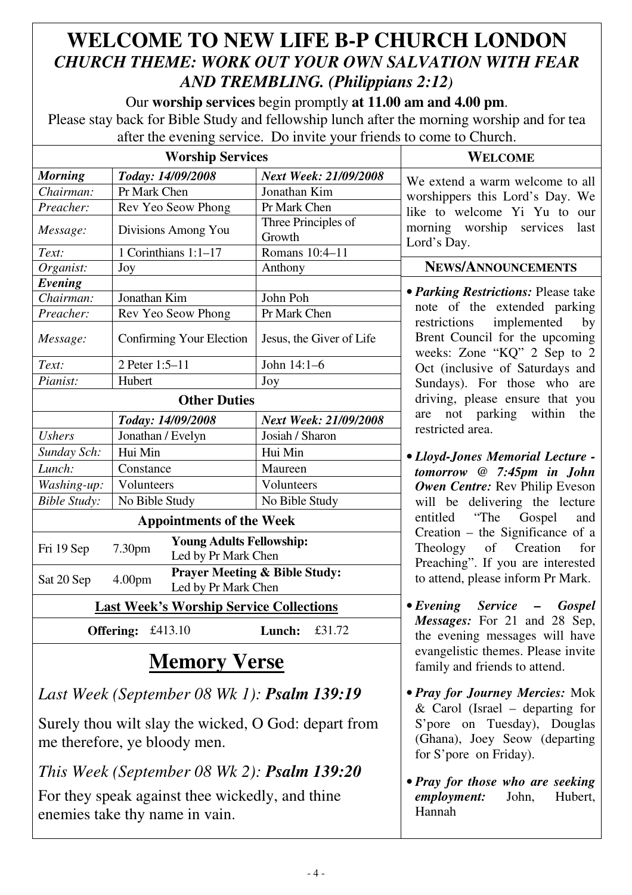# WELCOME TO NEW LIFE B-P CHURCH LONDON

## *CHURCH THEME: WORK OUT YOUR OWN SALVATION WITH FEAR AND TREMBLING. (Philippians 2:12)*

Our **worship services** begin promptly **at 11.00 am and 4.00 pm**.

Please stay back for Bible Study and fellowship lunch after the morning worship and for tea after the evening service. Do invite your friends to come to Church.

### Worship Services

| | | |
|---|---|---|
| ***Morning*** | ***Today: 14/09/2008*** | ***Next Week: 21/09/2008*** |
| *Chairman:* | Pr Mark Chen | Jonathan Kim |
| *Preacher:* | Rev Yeo Seow Phong | Pr Mark Chen |
| *Message:* | Divisions Among You | Three Principles of Growth |
| *Text:* | 1 Corinthians 1:1–17 | Romans 10:4–11 |
| *Organist:* | Joy | Anthony |
| ***Evening*** | | |
| *Chairman:* | Jonathan Kim | John Poh |
| *Preacher:* | Rev Yeo Seow Phong | Pr Mark Chen |
| *Message:* | Confirming Your Election | Jesus, the Giver of Life |
| *Text:* | 2 Peter 1:5–11 | John 14:1–6 |
| *Pianist:* | Hubert | Joy |

### Other Duties

| | ***Today: 14/09/2008*** | ***Next Week: 21/09/2008*** |
|---|---|---|
| *Ushers* | Jonathan / Evelyn | Josiah / Sharon |
| *Sunday Sch:* | Hui Min | Hui Min |
| *Lunch:* | Constance | Maureen |
| *Washing-up:* | Volunteers | Volunteers |
| *Bible Study:* | No Bible Study | No Bible Study |

### Appointments of the Week

| | | |
|---|---|---|
| Fri 19 Sep | 7.30pm | **Young Adults Fellowship:** Led by Pr Mark Chen |
| Sat 20 Sep | 4.00pm | **Prayer Meeting & Bible Study:** Led by Pr Mark Chen |

### Last Week's Worship Service Collections

**Offering:** £413.10 **Lunch:** £31.72

## Memory Verse

*Last Week (September 08 Wk 1):* ***Psalm 139:19***

Surely thou wilt slay the wicked, O God: depart from me therefore, ye bloody men.

*This Week (September 08 Wk 2):* ***Psalm 139:20***

For they speak against thee wickedly, and thine enemies take thy name in vain.

### WELCOME

We extend a warm welcome to all worshippers this Lord's Day. We like to welcome Yi Yu to our morning worship services last Lord's Day.

### NEWS/ANNOUNCEMENTS

- ***Parking Restrictions:*** Please take note of the extended parking restrictions implemented by Brent Council for the upcoming weeks: Zone "KQ" 2 Sep to 2 Oct (inclusive of Saturdays and Sundays). For those who are driving, please ensure that you are not parking within the restricted area.
- ***Lloyd-Jones Memorial Lecture - tomorrow @ 7:45pm in John Owen Centre:*** Rev Philip Eveson will be delivering the lecture entitled "The Gospel and Creation – the Significance of a Theology of Creation for Preaching". If you are interested to attend, please inform Pr Mark.
- ***Evening Service – Gospel Messages:*** For 21 and 28 Sep, the evening messages will have evangelistic themes. Please invite family and friends to attend.
- ***Pray for Journey Mercies:*** Mok & Carol (Israel – departing for S'pore on Tuesday), Douglas (Ghana), Joey Seow (departing for S'pore on Friday).
- ***Pray for those who are seeking employment:*** John, Hubert, Hannah